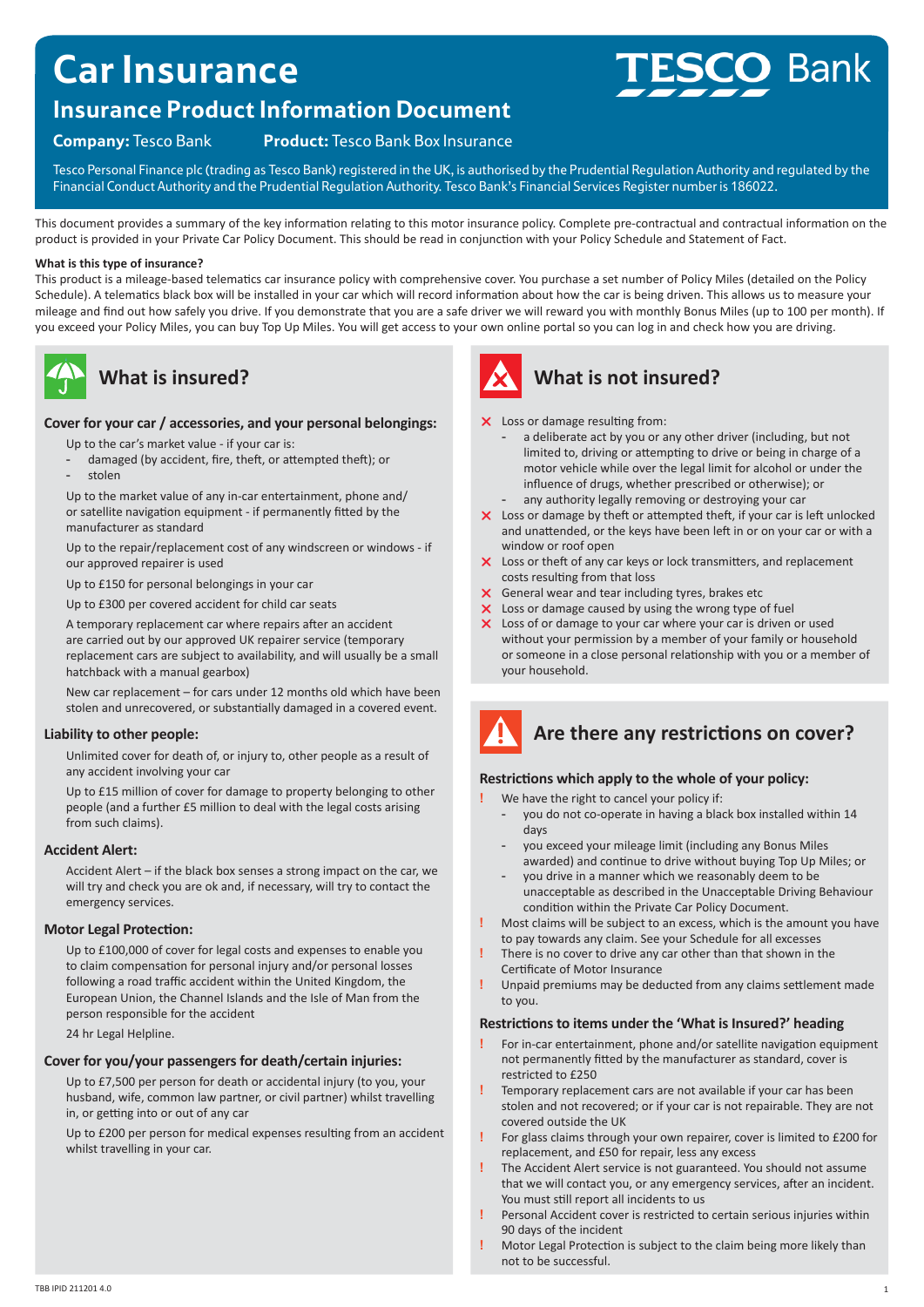# Car Insurance

## Insurance Product Information Document

**Company:** Tesco Bank **Product:** Tesco Bank Box Insurance

Tesco Personal Finance plc (trading as Tesco Bank) registered in the UK, is authorised by the Prudential Regulation Authority and regulated by the Financial Conduct Authority and the Prudential Regulation Authority. Tesco Bank's Financial Services Register number is 186022.

This document provides a summary of the key information relating to this motor insurance policy. Complete pre-contractual and contractual information on the product is provided in your Private Car Policy Document. This should be read in conjunction with your Policy Schedule and Statement of Fact.

**What is this type of insurance?**

This product is a mileage-based telematics car insurance policy with comprehensive cover. You purchase a set number of Policy Miles (detailed on the Policy Schedule). A telematics black box will be installed in your car which will record information about how the car is being driven. This allows us to measure your mileage and find out how safely you drive. If you demonstrate that you are a safe driver we will reward you with monthly Bonus Miles (up to 100 per month). If you exceed your Policy Miles, you can buy Top Up Miles. You will get access to your own online portal so you can log in and check how you are driving.

## What is insured?

### Cover for your car / accessories, and your personal belongings:

Up to the car's market value - if your car is:
- damaged (by accident, fire, theft, or attempted theft); or
- stolen

Up to the market value of any in-car entertainment, phone and/or satellite navigation equipment - if permanently fitted by the manufacturer as standard

Up to the repair/replacement cost of any windscreen or windows - if our approved repairer is used

Up to £150 for personal belongings in your car

Up to £300 per covered accident for child car seats

A temporary replacement car where repairs after an accident are carried out by our approved UK repairer service (temporary replacement cars are subject to availability, and will usually be a small hatchback with a manual gearbox)

New car replacement – for cars under 12 months old which have been stolen and unrecovered, or substantially damaged in a covered event.

### Liability to other people:

Unlimited cover for death of, or injury to, other people as a result of any accident involving your car

Up to £15 million of cover for damage to property belonging to other people (and a further £5 million to deal with the legal costs arising from such claims).

### Accident Alert:

Accident Alert – if the black box senses a strong impact on the car, we will try and check you are ok and, if necessary, will try to contact the emergency services.

### Motor Legal Protection:

Up to £100,000 of cover for legal costs and expenses to enable you to claim compensation for personal injury and/or personal losses following a road traffic accident within the United Kingdom, the European Union, the Channel Islands and the Isle of Man from the person responsible for the accident

24 hr Legal Helpline.

### Cover for you/your passengers for death/certain injuries:

Up to £7,500 per person for death or accidental injury (to you, your husband, wife, common law partner, or civil partner) whilst travelling in, or getting into or out of any car

Up to £200 per person for medical expenses resulting from an accident whilst travelling in your car.

## What is not insured?

- ✕ Loss or damage resulting from:
  - a deliberate act by you or any other driver (including, but not limited to, driving or attempting to drive or being in charge of a motor vehicle while over the legal limit for alcohol or under the influence of drugs, whether prescribed or otherwise); or
  - any authority legally removing or destroying your car
- ✕ Loss or damage by theft or attempted theft, if your car is left unlocked and unattended, or the keys have been left in or on your car or with a window or roof open
- ✕ Loss or theft of any car keys or lock transmitters, and replacement costs resulting from that loss
- ✕ General wear and tear including tyres, brakes etc
- ✕ Loss or damage caused by using the wrong type of fuel
- ✕ Loss of or damage to your car where your car is driven or used without your permission by a member of your family or household or someone in a close personal relationship with you or a member of your household.

## Are there any restrictions on cover?

### Restrictions which apply to the whole of your policy:

- ! We have the right to cancel your policy if:
  - you do not co-operate in having a black box installed within 14 days
  - you exceed your mileage limit (including any Bonus Miles awarded) and continue to drive without buying Top Up Miles; or
  - you drive in a manner which we reasonably deem to be unacceptable as described in the Unacceptable Driving Behaviour condition within the Private Car Policy Document.
- ! Most claims will be subject to an excess, which is the amount you have to pay towards any claim. See your Schedule for all excesses
- ! There is no cover to drive any car other than that shown in the Certificate of Motor Insurance
- ! Unpaid premiums may be deducted from any claims settlement made to you.

### Restrictions to items under the 'What is Insured?' heading

- ! For in-car entertainment, phone and/or satellite navigation equipment not permanently fitted by the manufacturer as standard, cover is restricted to £250
- ! Temporary replacement cars are not available if your car has been stolen and not recovered; or if your car is not repairable. They are not covered outside the UK
- ! For glass claims through your own repairer, cover is limited to £200 for replacement, and £50 for repair, less any excess
- ! The Accident Alert service is not guaranteed. You should not assume that we will contact you, or any emergency services, after an incident. You must still report all incidents to us
- ! Personal Accident cover is restricted to certain serious injuries within 90 days of the incident
- ! Motor Legal Protection is subject to the claim being more likely than not to be successful.

TBB IPID 211201 4.0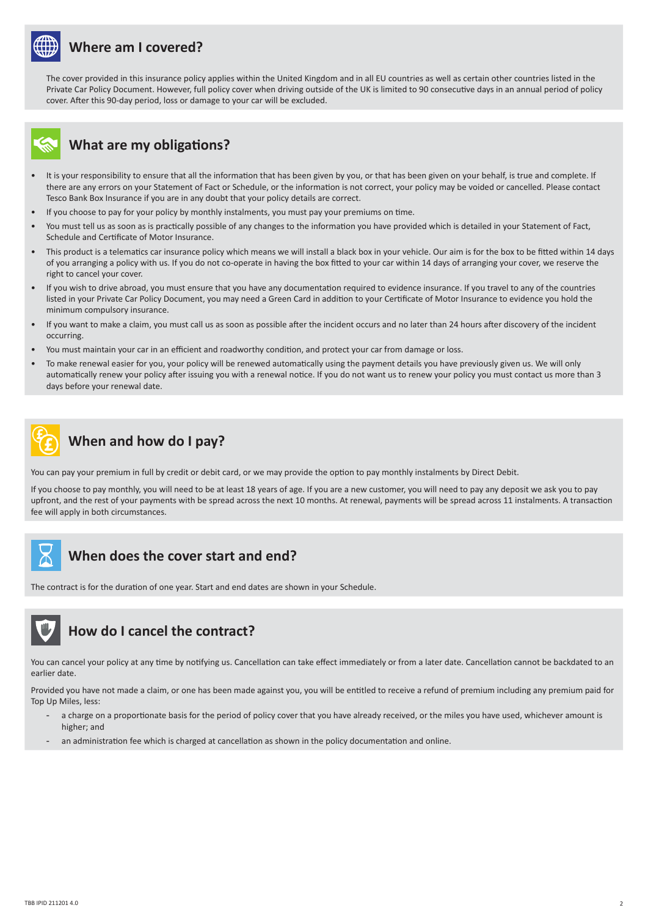## Where am I covered?

The cover provided in this insurance policy applies within the United Kingdom and in all EU countries as well as certain other countries listed in the Private Car Policy Document. However, full policy cover when driving outside of the UK is limited to 90 consecutive days in an annual period of policy cover. After this 90-day period, loss or damage to your car will be excluded.

## What are my obligations?

- It is your responsibility to ensure that all the information that has been given by you, or that has been given on your behalf, is true and complete. If there are any errors on your Statement of Fact or Schedule, or the information is not correct, your policy may be voided or cancelled. Please contact Tesco Bank Box Insurance if you are in any doubt that your policy details are correct.
- If you choose to pay for your policy by monthly instalments, you must pay your premiums on time.
- You must tell us as soon as is practically possible of any changes to the information you have provided which is detailed in your Statement of Fact, Schedule and Certificate of Motor Insurance.
- This product is a telematics car insurance policy which means we will install a black box in your vehicle. Our aim is for the box to be fitted within 14 days of you arranging a policy with us. If you do not co-operate in having the box fitted to your car within 14 days of arranging your cover, we reserve the right to cancel your cover.
- If you wish to drive abroad, you must ensure that you have any documentation required to evidence insurance. If you travel to any of the countries listed in your Private Car Policy Document, you may need a Green Card in addition to your Certificate of Motor Insurance to evidence you hold the minimum compulsory insurance.
- If you want to make a claim, you must call us as soon as possible after the incident occurs and no later than 24 hours after discovery of the incident occurring.
- You must maintain your car in an efficient and roadworthy condition, and protect your car from damage or loss.
- To make renewal easier for you, your policy will be renewed automatically using the payment details you have previously given us. We will only automatically renew your policy after issuing you with a renewal notice. If you do not want us to renew your policy you must contact us more than 3 days before your renewal date.

## When and how do I pay?

You can pay your premium in full by credit or debit card, or we may provide the option to pay monthly instalments by Direct Debit.

If you choose to pay monthly, you will need to be at least 18 years of age. If you are a new customer, you will need to pay any deposit we ask you to pay upfront, and the rest of your payments with be spread across the next 10 months. At renewal, payments will be spread across 11 instalments. A transaction fee will apply in both circumstances.

## When does the cover start and end?

The contract is for the duration of one year. Start and end dates are shown in your Schedule.

## How do I cancel the contract?

You can cancel your policy at any time by notifying us. Cancellation can take effect immediately or from a later date. Cancellation cannot be backdated to an earlier date.

Provided you have not made a claim, or one has been made against you, you will be entitled to receive a refund of premium including any premium paid for Top Up Miles, less:

- a charge on a proportionate basis for the period of policy cover that you have already received, or the miles you have used, whichever amount is higher; and
- an administration fee which is charged at cancellation as shown in the policy documentation and online.

TBB IPID 211201 4.0